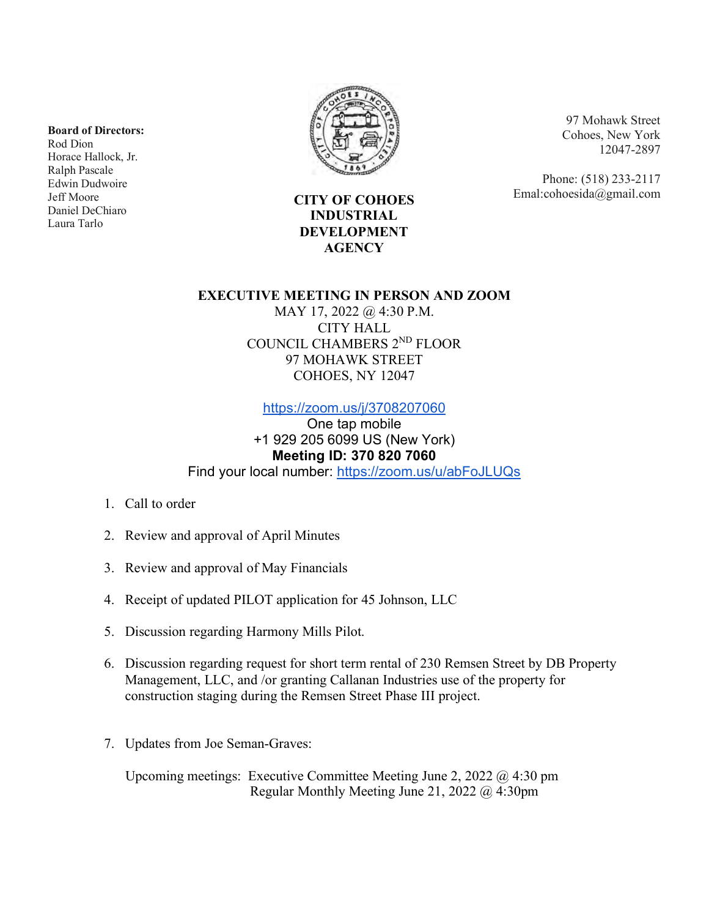**Board of Directors:**
Rod Dion
Horace Hallock, Jr.
Ralph Pascale
Edwin Dudwoire
Jeff Moore
Daniel DeChiaro
Laura Tarlo

# CITY OF COHOES INDUSTRIAL DEVELOPMENT AGENCY

97 Mohawk Street
Cohoes, New York
12047-2897

Phone: (518) 233-2117
Emal:cohoesida@gmail.com

## EXECUTIVE MEETING IN PERSON AND ZOOM

MAY 17, 2022 @ 4:30 P.M.
CITY HALL
COUNCIL CHAMBERS 2ND FLOOR
97 MOHAWK STREET
COHOES, NY 12047

https://zoom.us/j/3708207060
One tap mobile
+1 929 205 6099 US (New York)
**Meeting ID: 370 820 7060**
Find your local number: https://zoom.us/u/abFoJLUQs

1. Call to order
2. Review and approval of April Minutes
3. Review and approval of May Financials
4. Receipt of updated PILOT application for 45 Johnson, LLC
5. Discussion regarding Harmony Mills Pilot.
6. Discussion regarding request for short term rental of 230 Remsen Street by DB Property Management, LLC, and /or granting Callanan Industries use of the property for construction staging during the Remsen Street Phase III project.
7. Updates from Joe Seman-Graves:

   Upcoming meetings: Executive Committee Meeting June 2, 2022 @ 4:30 pm
   Regular Monthly Meeting June 21, 2022 @ 4:30pm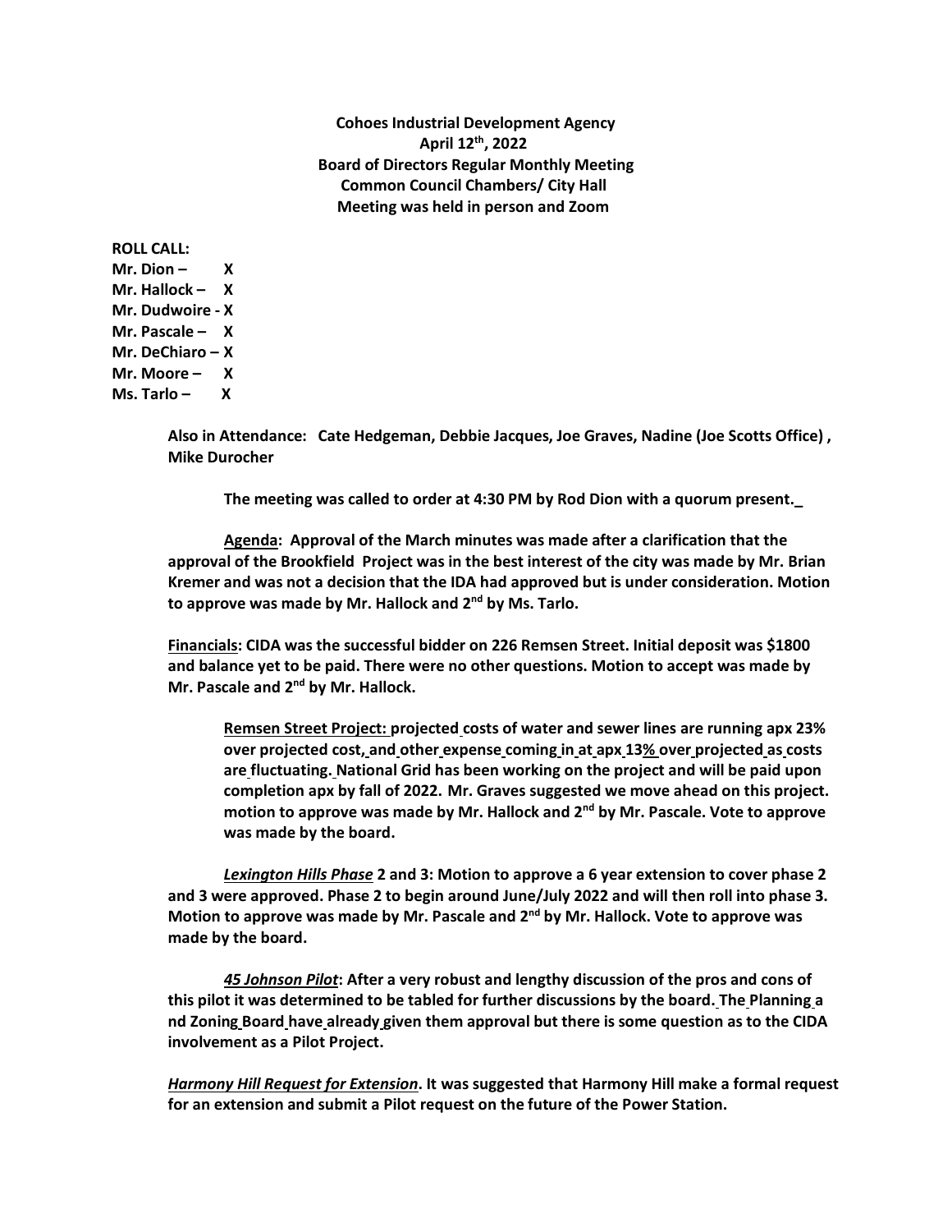**Cohoes Industrial Development Agency**
**April 12th, 2022**
**Board of Directors Regular Monthly Meeting**
**Common Council Chambers/ City Hall**
**Meeting was held in person and Zoom**

**ROLL CALL:**
**Mr. Dion – X**
**Mr. Hallock – X**
**Mr. Dudwoire - X**
**Mr. Pascale – X**
**Mr. DeChiaro – X**
**Mr. Moore – X**
**Ms. Tarlo – X**

**Also in Attendance: Cate Hedgeman, Debbie Jacques, Joe Graves, Nadine (Joe Scotts Office) , Mike Durocher**

**The meeting was called to order at 4:30 PM by Rod Dion with a quorum present.**

**Agenda: Approval of the March minutes was made after a clarification that the approval of the Brookfield Project was in the best interest of the city was made by Mr. Brian Kremer and was not a decision that the IDA had approved but is under consideration. Motion to approve was made by Mr. Hallock and 2nd by Ms. Tarlo.**

**Financials: CIDA was the successful bidder on 226 Remsen Street. Initial deposit was $1800 and balance yet to be paid. There were no other questions. Motion to accept was made by Mr. Pascale and 2nd by Mr. Hallock.**

**Remsen Street Project: projected costs of water and sewer lines are running apx 23% over projected cost, and other expense coming in at apx 13% over projected as costs are fluctuating. National Grid has been working on the project and will be paid upon completion apx by fall of 2022. Mr. Graves suggested we move ahead on this project. motion to approve was made by Mr. Hallock and 2nd by Mr. Pascale. Vote to approve was made by the board.**

***Lexington Hills Phase* 2 and 3: Motion to approve a 6 year extension to cover phase 2 and 3 were approved. Phase 2 to begin around June/July 2022 and will then roll into phase 3. Motion to approve was made by Mr. Pascale and 2nd by Mr. Hallock. Vote to approve was made by the board.**

***45 Johnson Pilot*: After a very robust and lengthy discussion of the pros and cons of this pilot it was determined to be tabled for further discussions by the board. The Planning a nd Zoning Board have already given them approval but there is some question as to the CIDA involvement as a Pilot Project.**

***Harmony Hill Request for Extension*. It was suggested that Harmony Hill make a formal request for an extension and submit a Pilot request on the future of the Power Station.**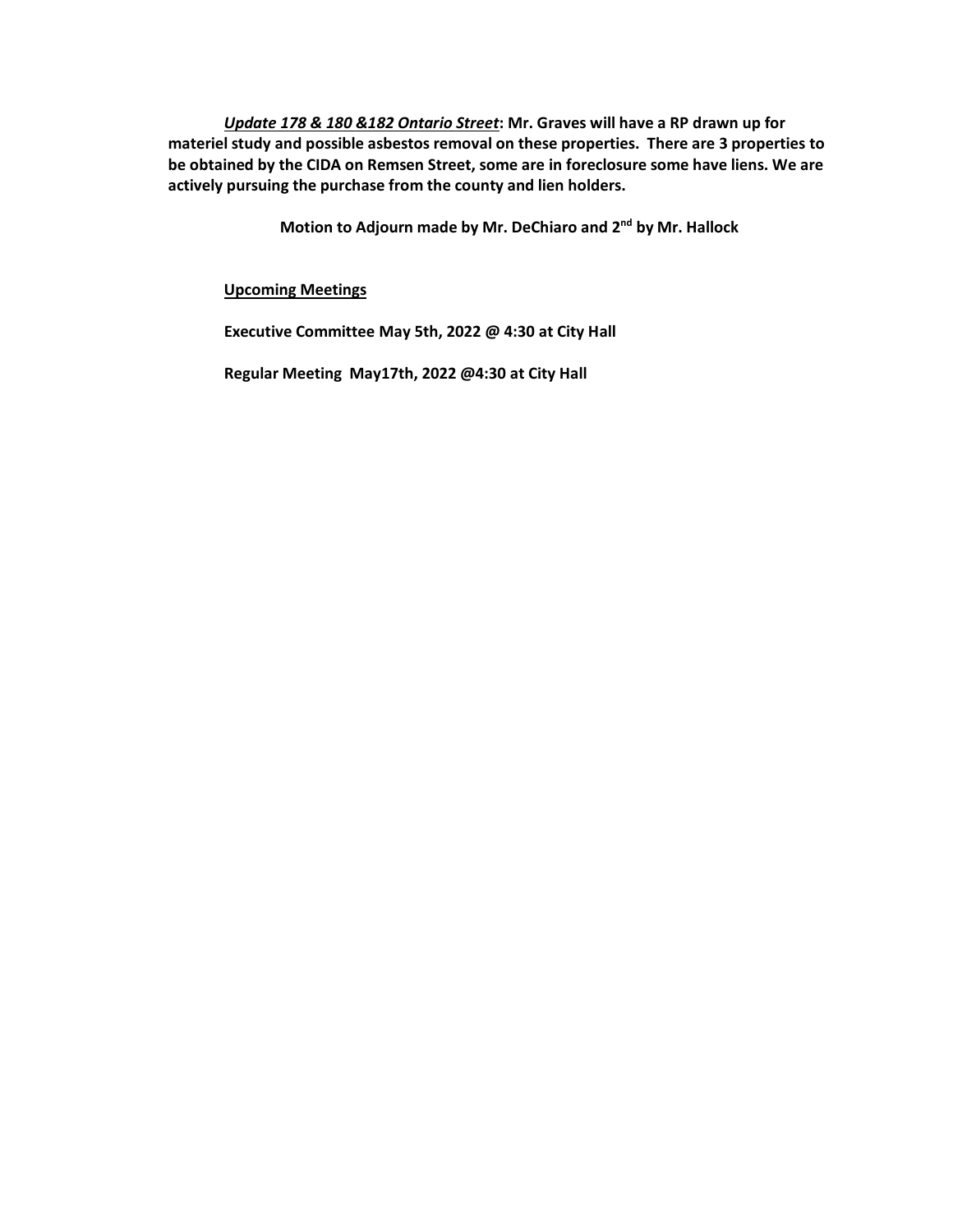***Update 178 & 180 &182 Ontario Street*: Mr. Graves will have a RP drawn up for materiel study and possible asbestos removal on these properties. There are 3 properties to be obtained by the CIDA on Remsen Street, some are in foreclosure some have liens. We are actively pursuing the purchase from the county and lien holders.**

**Motion to Adjourn made by Mr. DeChiaro and 2nd by Mr. Hallock**

**Upcoming Meetings**

**Executive Committee May 5th, 2022 @ 4:30 at City Hall**

**Regular Meeting May17th, 2022 @4:30 at City Hall**